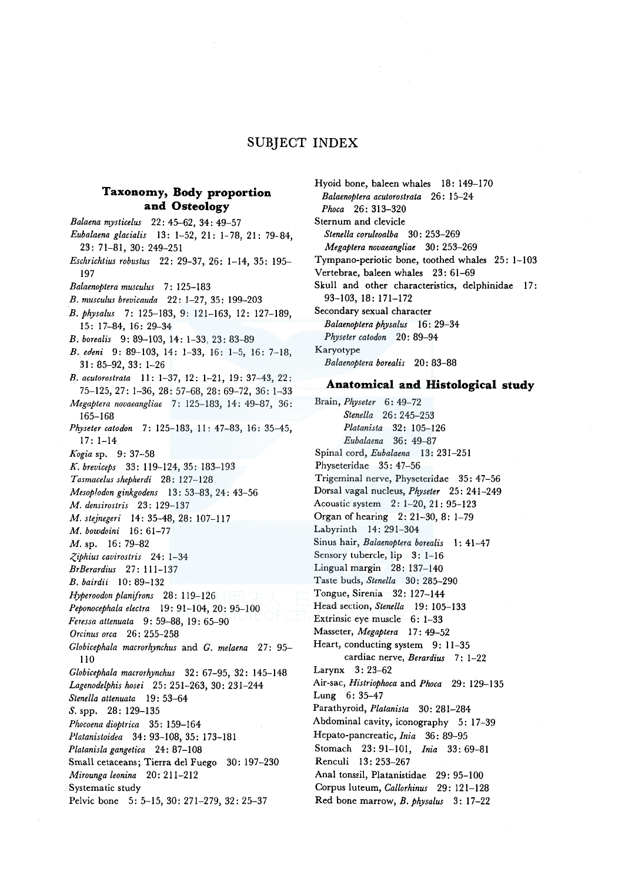# SUBJECT INDEX

## Taxonomy, Body proportion and Osteology

*Balaena mysticelus* 22: 45–62, 34: 49–57

*Eubalaena glacialis* 13: 1–52, 21: 1–78, 21: 79–84, 23: 71–81, 30: 249–251

*Eschrichtius robustus* 22: 29–37, 26: 1–14, 35: 195–197

*Balaenoptera musculus* 7: 125–183

*B. musculus brevicauda* 22: 1–27, 35: 199–203

*B. physalus* 7: 125–183, 9: 121–163, 12: 127–189, 15: 17–84, 16: 29–34

*B. borealis* 9: 89–103, 14: 1–33, 23: 83–89

*B. edeni* 9: 89–103, 14: 1–33, 16: 1–5, 16: 7–18, 31: 85–92, 33: 1–26

*B. acutorostrata* 11: 1–37, 12: 1–21, 19: 37–43, 22: 75–125, 27: 1–36, 28: 57–68, 28: 69–72, 36: 1–33

*Megaptera novaeangliae* 7: 125–183, 14: 49–87, 36: 165–168

*Physeter catodon* 7: 125–183, 11: 47–83, 16: 35–45, 17: 1–14

*Kogia* sp. 9: 37–58

*K. breviceps* 33: 119–124, 35: 183–193

*Tasmacelus shepherdi* 28: 127–128

*Mesoplodon ginkgodens* 13: 53–83, 24: 43–56

*M. densirostris* 23: 129–137

*M. stejnegeri* 14: 35–48, 28: 107–117

*M. bowdoini* 16: 61–77

*M.* sp. 16: 79–82

*Ziphius cavirostris* 24: 1–34

*BrBerardius* 27: 111–137

*B. bairdii* 10: 89–132

*Hyperoodon planifrons* 28: 119–126

*Peponocephala electra* 19: 91–104, 20: 95–100

*Feressa attenuata* 9: 59–88, 19: 65–90

*Orcinus orca* 26: 255–258

*Globicephala macrorhynchus* and *G. melaena* 27: 95–110

*Globicephala macrorhynchus* 32: 67–95, 32: 145–148

*Lagenodelphis hosei* 25: 251–263, 30: 231–244

*Stenella attenuata* 19: 53–64

*S.* spp. 28: 129–135

*Phocoena dioptrica* 35: 159–164

*Platanistoidea* 34: 93–108, 35: 173–181

*Platanisla gangetica* 24: 87–108

Small cetaceans; Tierra del Fuego 30: 197–230

*Mirounga leonina* 20: 211–212

Systematic study

Pelvic bone 5: 5–15, 30: 271–279, 32: 25–37

Hyoid bone, baleen whales 18: 149–170
  *Balaenoptera acutorostrata* 26: 15–24
  *Phoca* 26: 313–320

Sternum and clevicle
  *Stenella coruleoalba* 30: 253–269
  *Megaptera novaeangliae* 30: 253–269

Tympano-periotic bone, toothed whales 25: 1–103

Vertebrae, baleen whales 23: 61–69

Skull and other characteristics, delphinidae 17: 93–103, 18: 171–172

Secondary sexual character
  *Balaenoptera physalus* 16: 29–34
  *Physeter catodon* 20: 89–94

Karyotype
  *Balaenoptera borealis* 20: 83–88

## Anatomical and Histological study

Brain, *Physeter* 6: 49–72
  *Stenella* 26: 245–253
  *Platanista* 32: 105–126
  *Eubalaena* 36: 49–87

Spinal cord, *Eubalaena* 13: 231–251

Physeteridae 35: 47–56

Trigeminal nerve, Physeteridae 35: 47–56

Dorsal vagal nucleus, *Physeter* 25: 241–249

Acoustic system 2: 1–20, 21: 95–123

Organ of hearing 2: 21–30, 8: 1–79

Labyrinth 14: 291–304

Sinus hair, *Balaenoptera borealis* 1: 41–47

Sensory tubercle, lip 3: 1–16

Lingual margin 28: 137–140

Taste buds, *Stenella* 30: 285–290

Tongue, Sirenia 32: 127–144

Head section, *Stenella* 19: 105–133

Extrinsic eye muscle 6: 1–33

Masseter, *Megaptera* 17: 49–52

Heart, conducting system 9: 11–35
  cardiac nerve, *Berardius* 7: 1–22

Larynx 3: 23–62

Air-sac, *Histriophoca* and *Phoca* 29: 129–135

Lung 6: 35–47

Parathyroid, *Platanista* 30: 281–284

Abdominal cavity, iconography 5: 17–39

Hepato-pancreatic, *Inia* 36: 89–95

Stomach 23: 91–101, *Inia* 33: 69–81

Renculi 13: 253–267

Anal tonssil, Platanistidae 29: 95–100

Corpus luteum, *Callorhinus* 29: 121–128

Red bone marrow, *B. physalus* 3: 17–22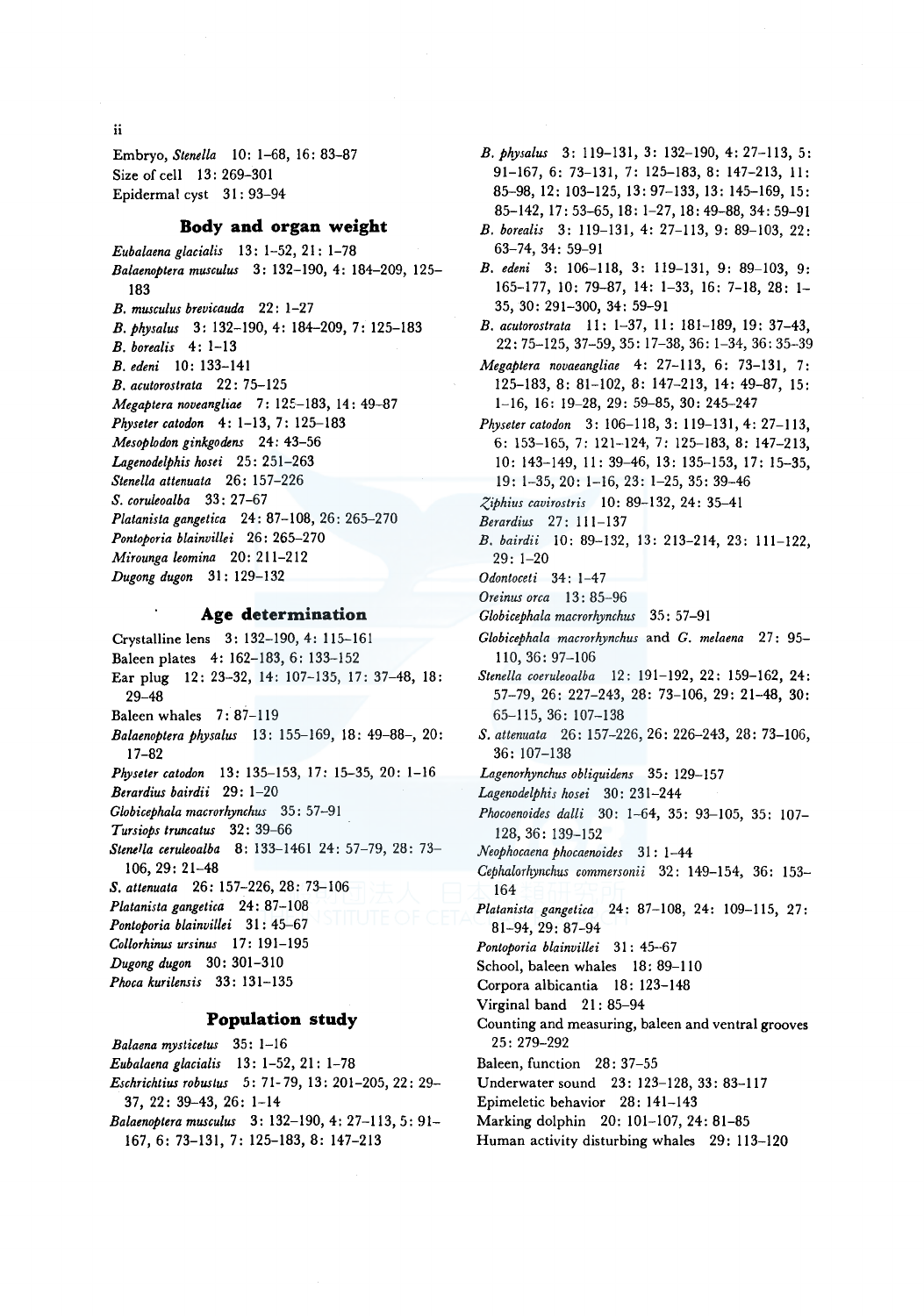Embryo, *Stenella* 10: 1–68, 16: 83–87
Size of cell 13: 269–301
Epidermal cyst 31: 93–94

## Body and organ weight

*Eubalaena glacialis* 13: 1–52, 21: 1–78
*Balaenoptera musculus* 3: 132–190, 4: 184–209, 125–183
*B. musculus brevicauda* 22: 1–27
*B. physalus* 3: 132–190, 4: 184–209, 7: 125–183
*B. borealis* 4: 1–13
*B. edeni* 10: 133–141
*B. acutorostrata* 22: 75–125
*Megaptera noveangliae* 7: 125–183, 14: 49–87
*Physeter catodon* 4: 1–13, 7: 125–183
*Mesoplodon ginkgodens* 24: 43–56
*Lagenodelphis hosei* 25: 251–263
*Stenella attenuata* 26: 157–226
*S. coruleoalba* 33: 27–67
*Platanista gangetica* 24: 87–108, 26: 265–270
*Pontoporia blainvillei* 26: 265–270
*Mirounga leomina* 20: 211–212
*Dugong dugon* 31: 129–132

## Age determination

Crystalline lens 3: 132–190, 4: 115–161
Baleen plates 4: 162–183, 6: 133–152
Ear plug 12: 23–32, 14: 107–135, 17: 37–48, 18: 29–48
Baleen whales 7: 87–119
*Balaenoptera physalus* 13: 155–169, 18: 49–88–, 20: 17–82
*Physeter catodon* 13: 135–153, 17: 15–35, 20: 1–16
*Berardius bairdii* 29: 1–20
*Globicephala macrorhynchus* 35: 57–91
*Tursiops truncatus* 32: 39–66
*Stenella ceruleoalba* 8: 133–1461 24: 57–79, 28: 73–106, 29: 21–48
*S. attenuata* 26: 157–226, 28: 73–106
*Platanista gangetica* 24: 87–108
*Pontoporia blainvillei* 31: 45–67
*Collorhinus ursinus* 17: 191–195
*Dugong dugon* 30: 301–310
*Phoca kurilensis* 33: 131–135

## Population study

*Balaena mysticetus* 35: 1–16
*Eubalaena glacialis* 13: 1–52, 21: 1–78
*Eschrichtius robustus* 5: 71–79, 13: 201–205, 22: 29–37, 22: 39–43, 26: 1–14
*Balaenoptera musculus* 3: 132–190, 4: 27–113, 5: 91–167, 6: 73–131, 7: 125–183, 8: 147–213
*B. physalus* 3: 119–131, 3: 132–190, 4: 27–113, 5: 91–167, 6: 73–131, 7: 125–183, 8: 147–213, 11: 85–98, 12: 103–125, 13: 97–133, 13: 145–169, 15: 85–142, 17: 53–65, 18: 1–27, 18: 49–88, 34: 59–91
*B. borealis* 3: 119–131, 4: 27–113, 9: 89–103, 22: 63–74, 34: 59–91
*B. edeni* 3: 106–118, 3: 119–131, 9: 89–103, 9: 165–177, 10: 79–87, 14: 1–33, 16: 7–18, 28: 1–35, 30: 291–300, 34: 59–91
*B. acutorostrata* 11: 1–37, 11: 181–189, 19: 37–43, 22: 75–125, 37–59, 35: 17–38, 36: 1–34, 36: 35–39
*Megaptera novaeangliae* 4: 27–113, 6: 73–131, 7: 125–183, 8: 81–102, 8: 147–213, 14: 49–87, 15: 1–16, 16: 19–28, 29: 59–85, 30: 245–247
*Physeter catodon* 3: 106–118, 3: 119–131, 4: 27–113, 6: 153–165, 7: 121–124, 7: 125–183, 8: 147–213, 10: 143–149, 11: 39–46, 13: 135–153, 17: 15–35, 19: 1–35, 20: 1–16, 23: 1–25, 35: 39–46
*Ziphius cavirostris* 10: 89–132, 24: 35–41
*Berardius* 27: 111–137
*B. bairdii* 10: 89–132, 13: 213–214, 23: 111–122, 29: 1–20
*Odontoceti* 34: 1–47
*Oreinus orca* 13: 85–96
*Globicephala macrorhynchus* 35: 57–91
*Globicephala macrorhynchus* and *G. melaena* 27: 95–110, 36: 97–106
*Stenella coeruleoalba* 12: 191–192, 22: 159–162, 24: 57–79, 26: 227–243, 28: 73–106, 29: 21–48, 30: 65–115, 36: 107–138
*S. attenuata* 26: 157–226, 26: 226–243, 28: 73–106, 36: 107–138
*Lagenorhynchus obliquidens* 35: 129–157
*Lagenodelphis hosei* 30: 231–244
*Phocoenoides dalli* 30: 1–64, 35: 93–105, 35: 107–128, 36: 139–152
*Neophocaena phocaenoides* 31: 1–44
*Cephalorhynchus commersonii* 32: 149–154, 36: 153–164
*Platanista gangetica* 24: 87–108, 24: 109–115, 27: 81–94, 29: 87–94
*Pontoporia blainvillei* 31: 45–67
School, baleen whales 18: 89–110
Corpora albicantia 18: 123–148
Virginal band 21: 85–94
Counting and measuring, baleen and ventral grooves 25: 279–292
Baleen, function 28: 37–55
Underwater sound 23: 123–128, 33: 83–117
Epimeletic behavior 28: 141–143
Marking dolphin 20: 101–107, 24: 81–85
Human activity disturbing whales 29: 113–120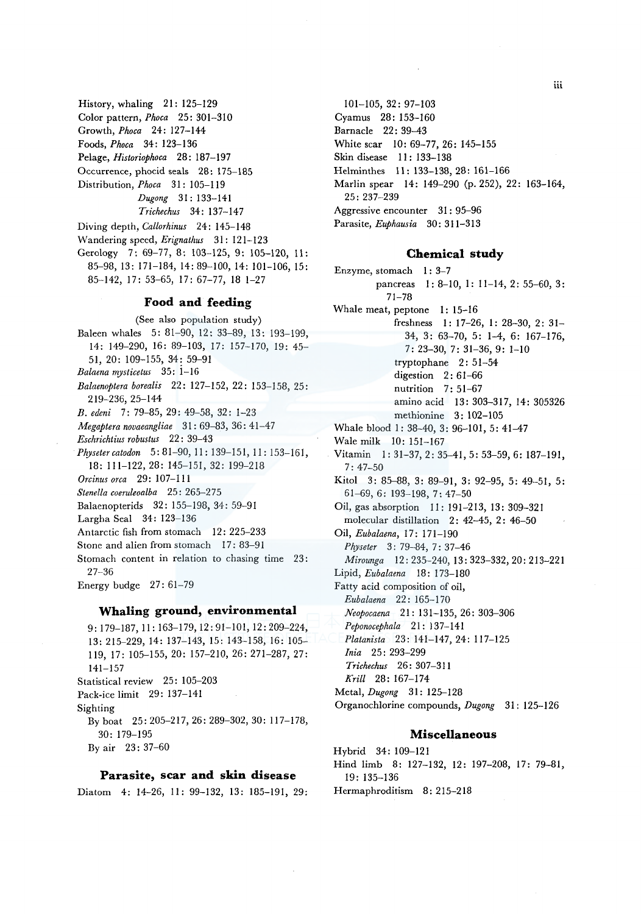History, whaling 21: 125–129
Color pattern, *Phoca* 25: 301–310
Growth, *Phoca* 24: 127–144
Foods, *Phoca* 34: 123–136
Pelage, *Historiophoca* 28: 187–197
Occurrence, phocid seals 28: 175–185
Distribution, *Phoca* 31: 105–119
*Dugong* 31: 133–141
*Trichechus* 34: 137–147
Diving depth, *Callorhinus* 24: 145–148
Wandering speed, *Erignathus* 31: 121–123
Gerology 7: 69–77, 8: 103–125, 9: 105–120, 11: 85–98, 13: 171–184, 14: 89–100, 14: 101–106, 15: 85–142, 17: 53–65, 17: 67–77, 18 1–27

## Food and feeding

(See also population study)

Baleen whales 5: 81–90, 12: 33–89, 13: 193–199, 14: 149–290, 16: 89–103, 17: 157–170, 19: 45–51, 20: 109–155, 34: 59–91
*Balaena mysticetus* 35: 1–16
*Balaenoptera borealis* 22: 127–152, 22: 153–158, 25: 219–236, 25–144
*B. edeni* 7: 79–85, 29: 49–58, 32: 1–23
*Megaptera novaeangliae* 31: 69–83, 36: 41–47
*Eschrichtius robustus* 22: 39–43
*Physeter catodon* 5: 81–90, 11: 139–151, 11: 153–161, 18: 111–122, 28: 145–151, 32: 199–218
*Orcinus orca* 29: 107–111
*Stenella coeruleoalba* 25: 265–275
Balaenopterids 32: 155–198, 34: 59–91
Largha Seal 34: 123–136
Antarctic fish from stomach 12: 225–233
Stone and alien from stomach 17: 83–91
Stomach content in relation to chasing time 23: 27–36
Energy budge 27: 61–79

## Whaling ground, environmental

9: 179–187, 11: 163–179, 12: 91–101, 12: 209–224, 13: 215–229, 14: 137–143, 15: 143–158, 16: 105–119, 17: 105–155, 20: 157–210, 26: 271–287, 27: 141–157
Statistical review 25: 105–203
Pack-ice limit 29: 137–141
Sighting
By boat 25: 205–217, 26: 289–302, 30: 117–178, 30: 179–195
By air 23: 37–60

## Parasite, scar and skin disease

Diatom 4: 14–26, 11: 99–132, 13: 185–191, 29: 101–105, 32: 97–103
Cyamus 28: 153–160
Barnacle 22: 39–43
White scar 10: 69–77, 26: 145–155
Skin disease 11: 133–138
Helminthes 11: 133–138, 28: 161–166
Marlin spear 14: 149–290 (p. 252), 22: 163–164, 25: 237–239
Aggressive encounter 31: 95–96
Parasite, *Euphausia* 30: 311–313

## Chemical study

Enzyme, stomach 1: 3–7
pancreas 1: 8–10, 1: 11–14, 2: 55–60, 3: 71–78
Whale meat, peptone 1: 15–16
freshness 1: 17–26, 1: 28–30, 2: 31–34, 3: 63–70, 5: 1–4, 6: 167–176, 7: 23–30, 7: 31–36, 9: 1–10
tryptophane 2: 51–54
digestion 2: 61–66
nutrition 7: 51–67
amino acid 13: 303–317, 14: 305326
methionine 3: 102–105
Whale blood 1: 38–40, 3: 96–101, 5: 41–47
Wale milk 10: 151–167
Vitamin 1: 31–37, 2: 35–41, 5: 53–59, 6: 187–191, 7: 47–50
Kitol 3: 85–88, 3: 89–91, 3: 92–95, 5: 49–51, 5: 61–69, 6: 193–198, 7: 47–50
Oil, gas absorption 11: 191–213, 13: 309–321
molecular distillation 2: 42–45, 2: 46–50
Oil, *Eubalaena*, 17: 171–190
*Physeter* 3: 79–84, 7: 37–46
*Mirounga* 12: 235–240, 13: 323–332, 20: 213–221
Lipid, *Eubalaena* 18: 173–180
Fatty acid composition of oil,
*Eubalaena* 22: 165–170
*Neopocaena* 21: 131–135, 26: 303–306
*Peponocephala* 21: 137–141
*Platanista* 23: 141–147, 24: 117–125
*Inia* 25: 293–299
*Trichechus* 26: 307–311
*Krill* 28: 167–174
Metal, *Dugong* 31: 125–128
Organochlorine compounds, *Dugong* 31: 125–126

## Miscellaneous

Hybrid 34: 109–121
Hind limb 8: 127–132, 12: 197–208, 17: 79–81, 19: 135–136
Hermaphroditism 8: 215–218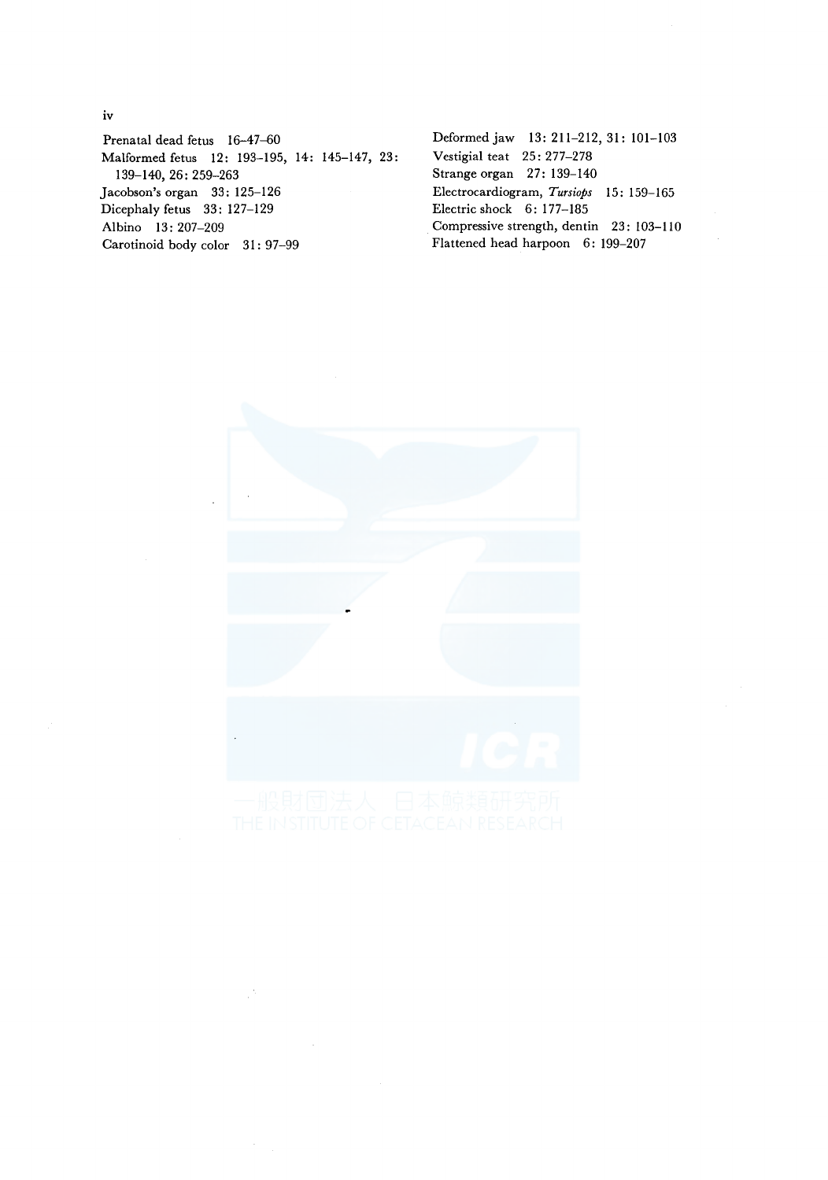Prenatal dead fetus 16–47–60

Malformed fetus 12: 193–195, 14: 145–147, 23: 139–140, 26: 259–263

Jacobson's organ 33: 125–126

Dicephaly fetus 33: 127–129

Albino 13: 207–209

Carotinoid body color 31: 97–99

Deformed jaw 13: 211–212, 31: 101–103

Vestigial teat 25: 277–278

Strange organ 27: 139–140

Electrocardiogram, *Tursiops* 15: 159–165

Electric shock 6: 177–185

Compressive strength, dentin 23: 103–110

Flattened head harpoon 6: 199–207